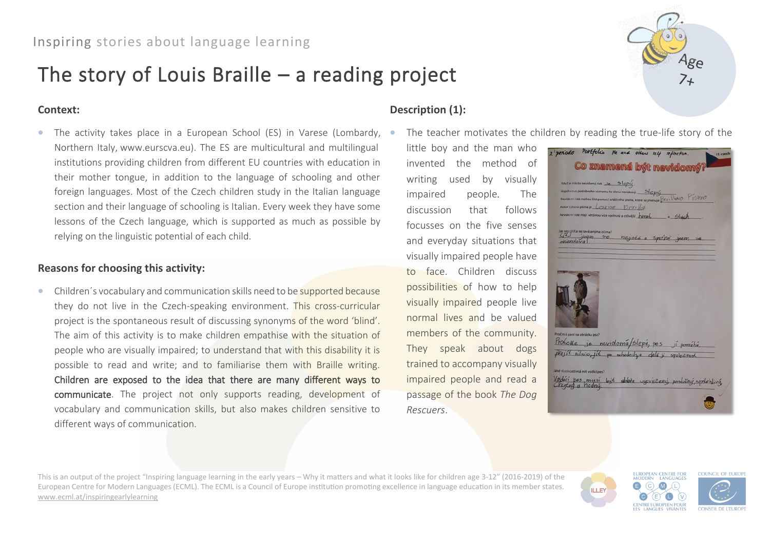Inspiring stories about language learning

# The story of Louis Braille – a reading project

Age 7+

## Context:

- The activity takes place in a European School (ES) in Varese (Lombardy, Northern Italy, www.eurscva.eu). The ES are multicultural and multilingual institutions providing children from different EU countries with education in their mother tongue, in addition to the language of schooling and other foreign languages. Most of the Czech children study in the Italian language section and their language of schooling is Italian. Every week they have some lessons of the Czech language, which is supported as much as possible by relying on the linguistic potential of each child.

## Reasons for choosing this activity:

- Children´s vocabulary and communication skills need to be supported because they do not live in the Czech-speaking environment. This cross-curricular project is the spontaneous result of discussing synonyms of the word 'blind'. The aim of this activity is to make children empathise with the situation of people who are visually impaired; to understand that with this disability it is possible to read and write; and to familiarise them with Braille writing. **Children are exposed to the idea that there are many different ways to communicate**. The project not only supports reading, development of vocabulary and communication skills, but also makes children sensitive to different ways of communication.

## Description (1):

- The teacher motivates the children by reading the true-life story of the little boy and the man who invented the method of writing used by visually impaired people. The discussion that follows focusses on the five senses and everyday situations that visually impaired people have to face. Children discuss possibilities of how to help visually impaired people live normal lives and be valued members of the community. They speak about dogs trained to accompany visually impaired people and read a passage of the book *The Dog Rescuers*.

This is an output of the project "Inspiring language learning in the early years – Why it matters and what it looks like for children age 3-12" (2016-2019) of the European Centre for Modern Languages (ECML). The ECML is a Council of Europe institution promoting excellence in language education in its member states. www.ecml.at/inspiringearlylearning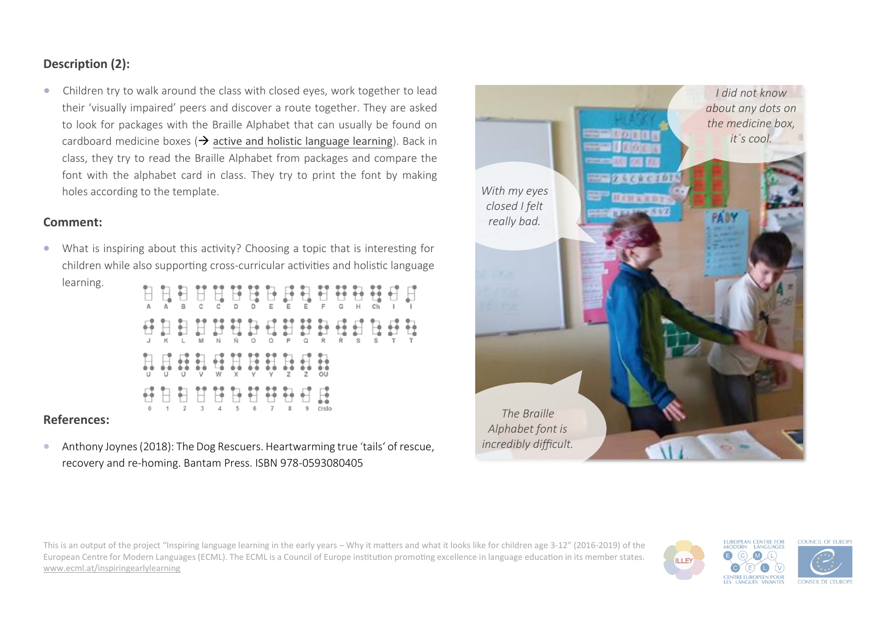### Description (2):

- Children try to walk around the class with closed eyes, work together to lead their 'visually impaired' peers and discover a route together. They are asked to look for packages with the Braille Alphabet that can usually be found on cardboard medicine boxes (→ active and holistic language learning). Back in class, they try to read the Braille Alphabet from packages and compare the font with the alphabet card in class. They try to print the font by making holes according to the template.

### Comment:

- What is inspiring about this activity? Choosing a topic that is interesting for children while also supporting cross-curricular activities and holistic language learning.

### References:

- Anthony Joynes (2018): The Dog Rescuers. Heartwarming true 'tails' of rescue, recovery and re-homing. Bantam Press. ISBN 978-0593080405

*I did not know about any dots on the medicine box, it´s cool.*

*With my eyes closed I felt really bad.*

*The Braille Alphabet font is incredibly difficult.*

This is an output of the project "Inspiring language learning in the early years – Why it matters and what it looks like for children age 3-12" (2016-2019) of the European Centre for Modern Languages (ECML). The ECML is a Council of Europe institution promoting excellence in language education in its member states. www.ecml.at/inspiringearlylearning